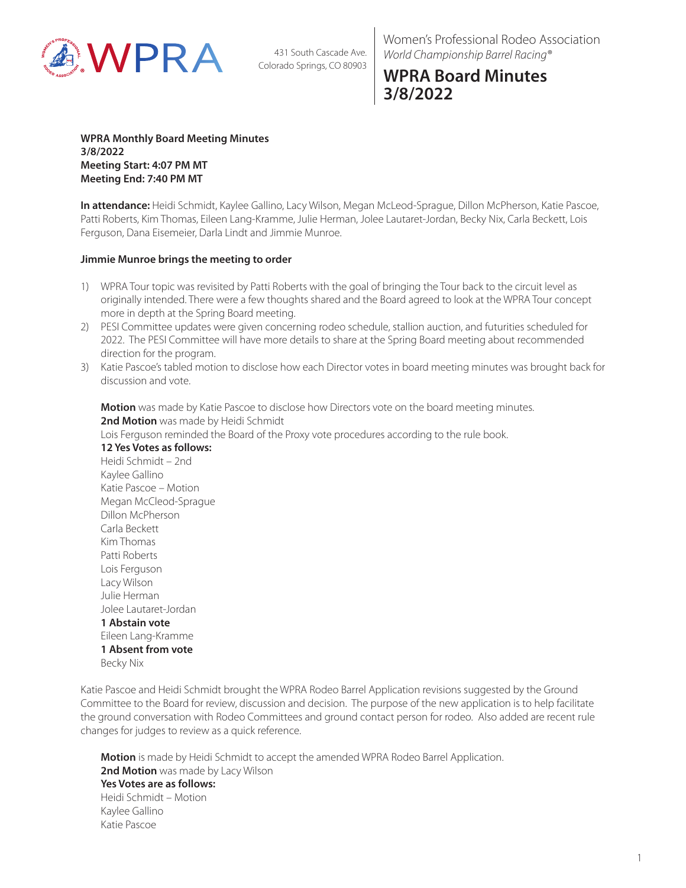WPRA

431 South Cascade Ave.
Colorado Springs, CO 80903

Women's Professional Rodeo Association
*World Championship Barrel Racing®*

# WPRA Board Minutes 3/8/2022

**WPRA Monthly Board Meeting Minutes**
**3/8/2022**
**Meeting Start: 4:07 PM MT**
**Meeting End: 7:40 PM MT**

**In attendance:** Heidi Schmidt, Kaylee Gallino, Lacy Wilson, Megan McLeod-Sprague, Dillon McPherson, Katie Pascoe, Patti Roberts, Kim Thomas, Eileen Lang-Kramme, Julie Herman, Jolee Lautaret-Jordan, Becky Nix, Carla Beckett, Lois Ferguson, Dana Eisemeier, Darla Lindt and Jimmie Munroe.

**Jimmie Munroe brings the meeting to order**

1) WPRA Tour topic was revisited by Patti Roberts with the goal of bringing the Tour back to the circuit level as originally intended. There were a few thoughts shared and the Board agreed to look at the WPRA Tour concept more in depth at the Spring Board meeting.
2) PESI Committee updates were given concerning rodeo schedule, stallion auction, and futurities scheduled for 2022. The PESI Committee will have more details to share at the Spring Board meeting about recommended direction for the program.
3) Katie Pascoe's tabled motion to disclose how each Director votes in board meeting minutes was brought back for discussion and vote.

   **Motion** was made by Katie Pascoe to disclose how Directors vote on the board meeting minutes.
   **2nd Motion** was made by Heidi Schmidt
   Lois Ferguson reminded the Board of the Proxy vote procedures according to the rule book.
   **12 Yes Votes as follows:**
   Heidi Schmidt – 2nd
   Kaylee Gallino
   Katie Pascoe – Motion
   Megan McCleod-Sprague
   Dillon McPherson
   Carla Beckett
   Kim Thomas
   Patti Roberts
   Lois Ferguson
   Lacy Wilson
   Julie Herman
   Jolee Lautaret-Jordan
   **1 Abstain vote**
   Eileen Lang-Kramme
   **1 Absent from vote**
   Becky Nix

Katie Pascoe and Heidi Schmidt brought the WPRA Rodeo Barrel Application revisions suggested by the Ground Committee to the Board for review, discussion and decision. The purpose of the new application is to help facilitate the ground conversation with Rodeo Committees and ground contact person for rodeo. Also added are recent rule changes for judges to review as a quick reference.

   **Motion** is made by Heidi Schmidt to accept the amended WPRA Rodeo Barrel Application.
   **2nd Motion** was made by Lacy Wilson
   **Yes Votes are as follows:**
   Heidi Schmidt – Motion
   Kaylee Gallino
   Katie Pascoe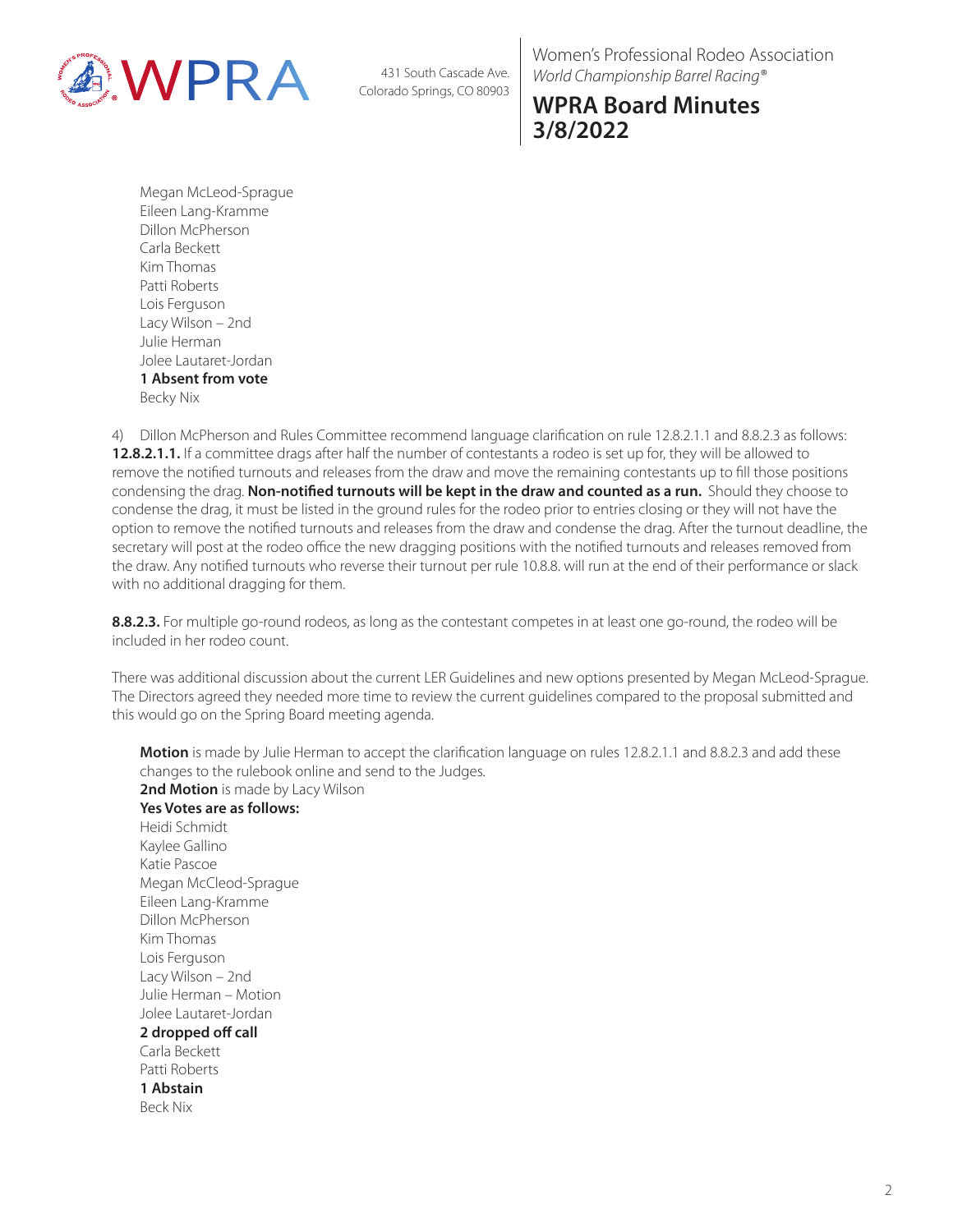Megan McLeod-Sprague
Eileen Lang-Kramme
Dillon McPherson
Carla Beckett
Kim Thomas
Patti Roberts
Lois Ferguson
Lacy Wilson – 2nd
Julie Herman
Jolee Lautaret-Jordan
**1 Absent from vote**
Becky Nix

4) Dillon McPherson and Rules Committee recommend language clarification on rule 12.8.2.1.1 and 8.8.2.3 as follows:
**12.8.2.1.1.** If a committee drags after half the number of contestants a rodeo is set up for, they will be allowed to remove the notified turnouts and releases from the draw and move the remaining contestants up to fill those positions condensing the drag. **Non-notified turnouts will be kept in the draw and counted as a run.** Should they choose to condense the drag, it must be listed in the ground rules for the rodeo prior to entries closing or they will not have the option to remove the notified turnouts and releases from the draw and condense the drag. After the turnout deadline, the secretary will post at the rodeo office the new dragging positions with the notified turnouts and releases removed from the draw. Any notified turnouts who reverse their turnout per rule 10.8.8. will run at the end of their performance or slack with no additional dragging for them.

**8.8.2.3.** For multiple go-round rodeos, as long as the contestant competes in at least one go-round, the rodeo will be included in her rodeo count.

There was additional discussion about the current LER Guidelines and new options presented by Megan McLeod-Sprague. The Directors agreed they needed more time to review the current guidelines compared to the proposal submitted and this would go on the Spring Board meeting agenda.

**Motion** is made by Julie Herman to accept the clarification language on rules 12.8.2.1.1 and 8.8.2.3 and add these changes to the rulebook online and send to the Judges.
**2nd Motion** is made by Lacy Wilson
**Yes Votes are as follows:**
Heidi Schmidt
Kaylee Gallino
Katie Pascoe
Megan McCleod-Sprague
Eileen Lang-Kramme
Dillon McPherson
Kim Thomas
Lois Ferguson
Lacy Wilson – 2nd
Julie Herman – Motion
Jolee Lautaret-Jordan
**2 dropped off call**
Carla Beckett
Patti Roberts
**1 Abstain**
Beck Nix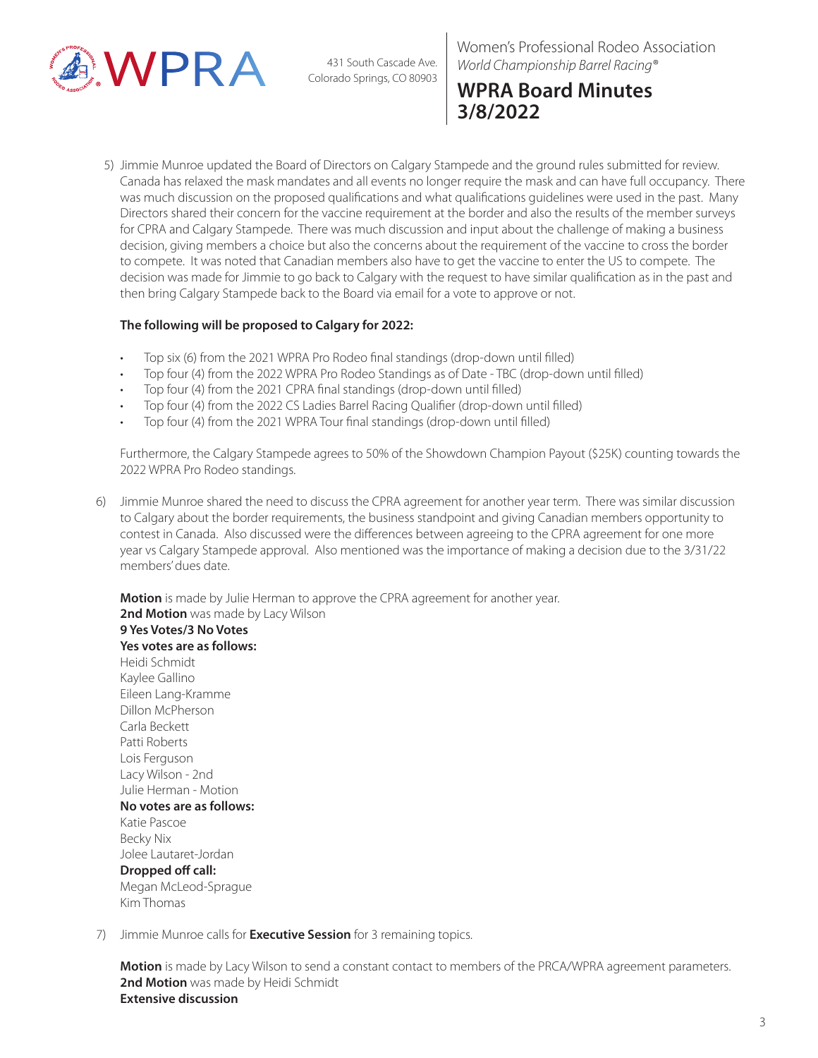5) Jimmie Munroe updated the Board of Directors on Calgary Stampede and the ground rules submitted for review. Canada has relaxed the mask mandates and all events no longer require the mask and can have full occupancy. There was much discussion on the proposed qualifications and what qualifications guidelines were used in the past. Many Directors shared their concern for the vaccine requirement at the border and also the results of the member surveys for CPRA and Calgary Stampede. There was much discussion and input about the challenge of making a business decision, giving members a choice but also the concerns about the requirement of the vaccine to cross the border to compete. It was noted that Canadian members also have to get the vaccine to enter the US to compete. The decision was made for Jimmie to go back to Calgary with the request to have similar qualification as in the past and then bring Calgary Stampede back to the Board via email for a vote to approve or not.

**The following will be proposed to Calgary for 2022:**

- Top six (6) from the 2021 WPRA Pro Rodeo final standings (drop-down until filled)
- Top four (4) from the 2022 WPRA Pro Rodeo Standings as of Date - TBC (drop-down until filled)
- Top four (4) from the 2021 CPRA final standings (drop-down until filled)
- Top four (4) from the 2022 CS Ladies Barrel Racing Qualifier (drop-down until filled)
- Top four (4) from the 2021 WPRA Tour final standings (drop-down until filled)

Furthermore, the Calgary Stampede agrees to 50% of the Showdown Champion Payout ($25K) counting towards the 2022 WPRA Pro Rodeo standings.

6) Jimmie Munroe shared the need to discuss the CPRA agreement for another year term. There was similar discussion to Calgary about the border requirements, the business standpoint and giving Canadian members opportunity to contest in Canada. Also discussed were the differences between agreeing to the CPRA agreement for one more year vs Calgary Stampede approval. Also mentioned was the importance of making a decision due to the 3/31/22 members' dues date.

**Motion** is made by Julie Herman to approve the CPRA agreement for another year.
**2nd Motion** was made by Lacy Wilson
**9 Yes Votes/3 No Votes**
**Yes votes are as follows:**
Heidi Schmidt
Kaylee Gallino
Eileen Lang-Kramme
Dillon McPherson
Carla Beckett
Patti Roberts
Lois Ferguson
Lacy Wilson - 2nd
Julie Herman - Motion
**No votes are as follows:**
Katie Pascoe
Becky Nix
Jolee Lautaret-Jordan
**Dropped off call:**
Megan McLeod-Sprague
Kim Thomas

7) Jimmie Munroe calls for **Executive Session** for 3 remaining topics.

**Motion** is made by Lacy Wilson to send a constant contact to members of the PRCA/WPRA agreement parameters.
**2nd Motion** was made by Heidi Schmidt
**Extensive discussion**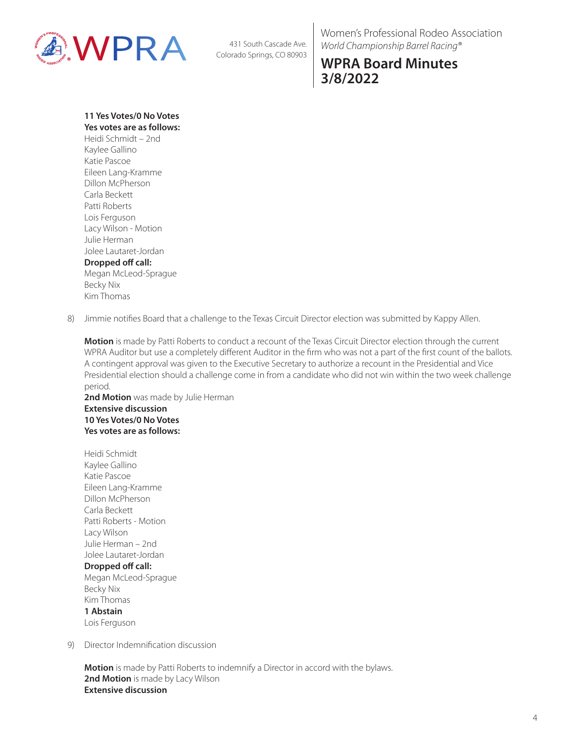**11 Yes Votes/0 No Votes**
**Yes votes are as follows:**
Heidi Schmidt – 2nd
Kaylee Gallino
Katie Pascoe
Eileen Lang-Kramme
Dillon McPherson
Carla Beckett
Patti Roberts
Lois Ferguson
Lacy Wilson - Motion
Julie Herman
Jolee Lautaret-Jordan
**Dropped off call:**
Megan McLeod-Sprague
Becky Nix
Kim Thomas

8) Jimmie notifies Board that a challenge to the Texas Circuit Director election was submitted by Kappy Allen.

   **Motion** is made by Patti Roberts to conduct a recount of the Texas Circuit Director election through the current WPRA Auditor but use a completely different Auditor in the firm who was not a part of the first count of the ballots. A contingent approval was given to the Executive Secretary to authorize a recount in the Presidential and Vice Presidential election should a challenge come in from a candidate who did not win within the two week challenge period.
   **2nd Motion** was made by Julie Herman
   **Extensive discussion**
   **10 Yes Votes/0 No Votes**
   **Yes votes are as follows:**

   Heidi Schmidt
   Kaylee Gallino
   Katie Pascoe
   Eileen Lang-Kramme
   Dillon McPherson
   Carla Beckett
   Patti Roberts - Motion
   Lacy Wilson
   Julie Herman – 2nd
   Jolee Lautaret-Jordan
   **Dropped off call:**
   Megan McLeod-Sprague
   Becky Nix
   Kim Thomas
   **1 Abstain**
   Lois Ferguson

9) Director Indemnification discussion

   **Motion** is made by Patti Roberts to indemnify a Director in accord with the bylaws.
   **2nd Motion** is made by Lacy Wilson
   **Extensive discussion**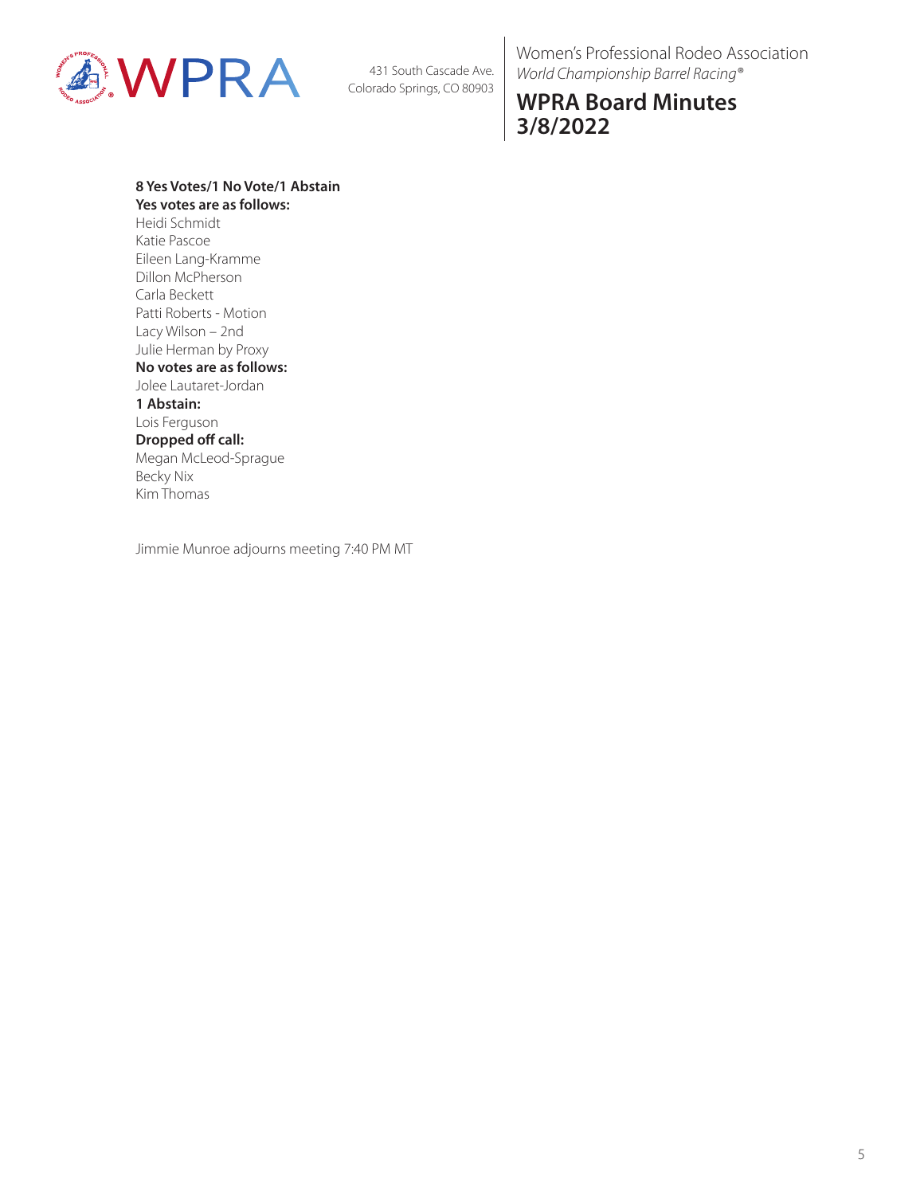**8 Yes Votes/1 No Vote/1 Abstain**
**Yes votes are as follows:**
Heidi Schmidt
Katie Pascoe
Eileen Lang-Kramme
Dillon McPherson
Carla Beckett
Patti Roberts - Motion
Lacy Wilson – 2nd
Julie Herman by Proxy
**No votes are as follows:**
Jolee Lautaret-Jordan
**1 Abstain:**
Lois Ferguson
**Dropped off call:**
Megan McLeod-Sprague
Becky Nix
Kim Thomas

Jimmie Munroe adjourns meeting 7:40 PM MT